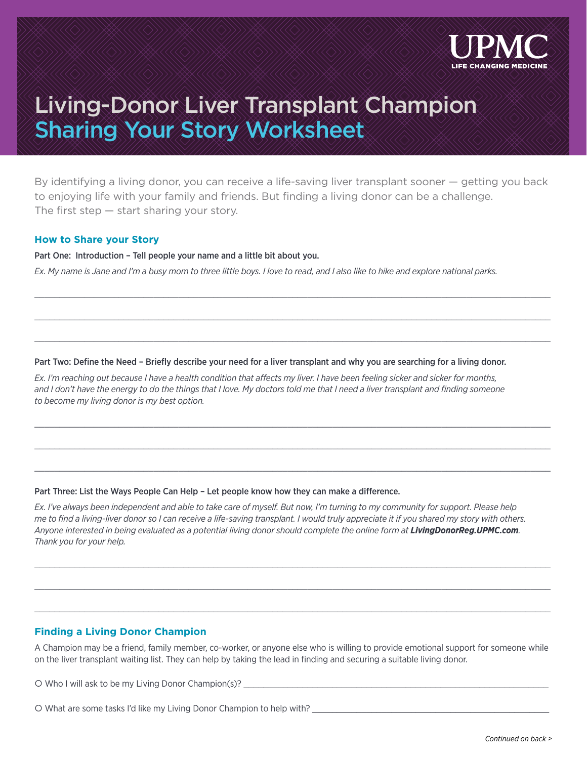UPMC
LIFE CHANGING MEDICINE

# Living-Donor Liver Transplant Champion
## Sharing Your Story Worksheet

By identifying a living donor, you can receive a life-saving liver transplant sooner — getting you back to enjoying life with your family and friends. But finding a living donor can be a challenge. The first step — start sharing your story.

### How to Share your Story

**Part One: Introduction – Tell people your name and a little bit about you.**

*Ex. My name is Jane and I'm a busy mom to three little boys. I love to read, and I also like to hike and explore national parks.*

______________________________________________________________________

______________________________________________________________________

______________________________________________________________________

**Part Two: Define the Need – Briefly describe your need for a liver transplant and why you are searching for a living donor.**

*Ex. I'm reaching out because I have a health condition that affects my liver. I have been feeling sicker and sicker for months, and I don't have the energy to do the things that I love. My doctors told me that I need a liver transplant and finding someone to become my living donor is my best option.*

______________________________________________________________________

______________________________________________________________________

______________________________________________________________________

**Part Three: List the Ways People Can Help – Let people know how they can make a difference.**

*Ex. I've always been independent and able to take care of myself. But now, I'm turning to my community for support. Please help me to find a living-liver donor so I can receive a life-saving transplant. I would truly appreciate it if you shared my story with others. Anyone interested in being evaluated as a potential living donor should complete the online form at **LivingDonorReg.UPMC.com**. Thank you for your help.*

______________________________________________________________________

______________________________________________________________________

______________________________________________________________________

### Finding a Living Donor Champion

A Champion may be a friend, family member, co-worker, or anyone else who is willing to provide emotional support for someone while on the liver transplant waiting list. They can help by taking the lead in finding and securing a suitable living donor.

- ○ Who I will ask to be my Living Donor Champion(s)? ______________________________________

- ○ What are some tasks I'd like my Living Donor Champion to help with? ______________________________

*Continued on back >*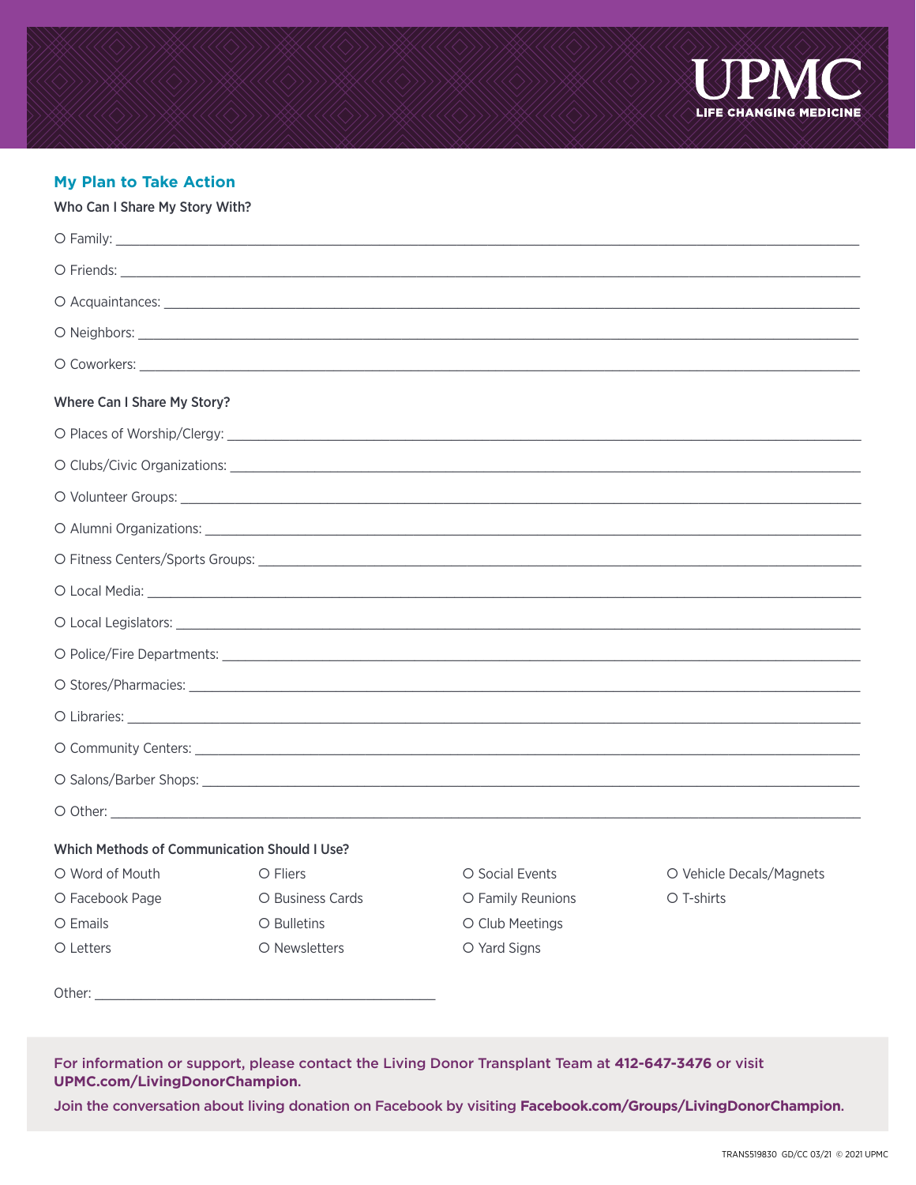UPMC
LIFE CHANGING MEDICINE

## My Plan to Take Action

### Who Can I Share My Story With?

O Family: ______________________________

O Friends: ______________________________

O Acquaintances: ______________________________

O Neighbors: ______________________________

O Coworkers: ______________________________

### Where Can I Share My Story?

O Places of Worship/Clergy: ______________________________

O Clubs/Civic Organizations: ______________________________

O Volunteer Groups: ______________________________

O Alumni Organizations: ______________________________

O Fitness Centers/Sports Groups: ______________________________

O Local Media: ______________________________

O Local Legislators: ______________________________

O Police/Fire Departments: ______________________________

O Stores/Pharmacies: ______________________________

O Libraries: ______________________________

O Community Centers: ______________________________

O Salons/Barber Shops: ______________________________

O Other: ______________________________

### Which Methods of Communication Should I Use?

O Word of Mouth
O Facebook Page
O Emails
O Letters
O Fliers
O Business Cards
O Bulletins
O Newsletters
O Social Events
O Family Reunions
O Club Meetings
O Yard Signs
O Vehicle Decals/Magnets
O T-shirts

Other: ______________________________

For information or support, please contact the Living Donor Transplant Team at **412-647-3476** or visit **UPMC.com/LivingDonorChampion**.

Join the conversation about living donation on Facebook by visiting **Facebook.com/Groups/LivingDonorChampion**.

TRANS519830 GD/CC 03/21 © 2021 UPMC